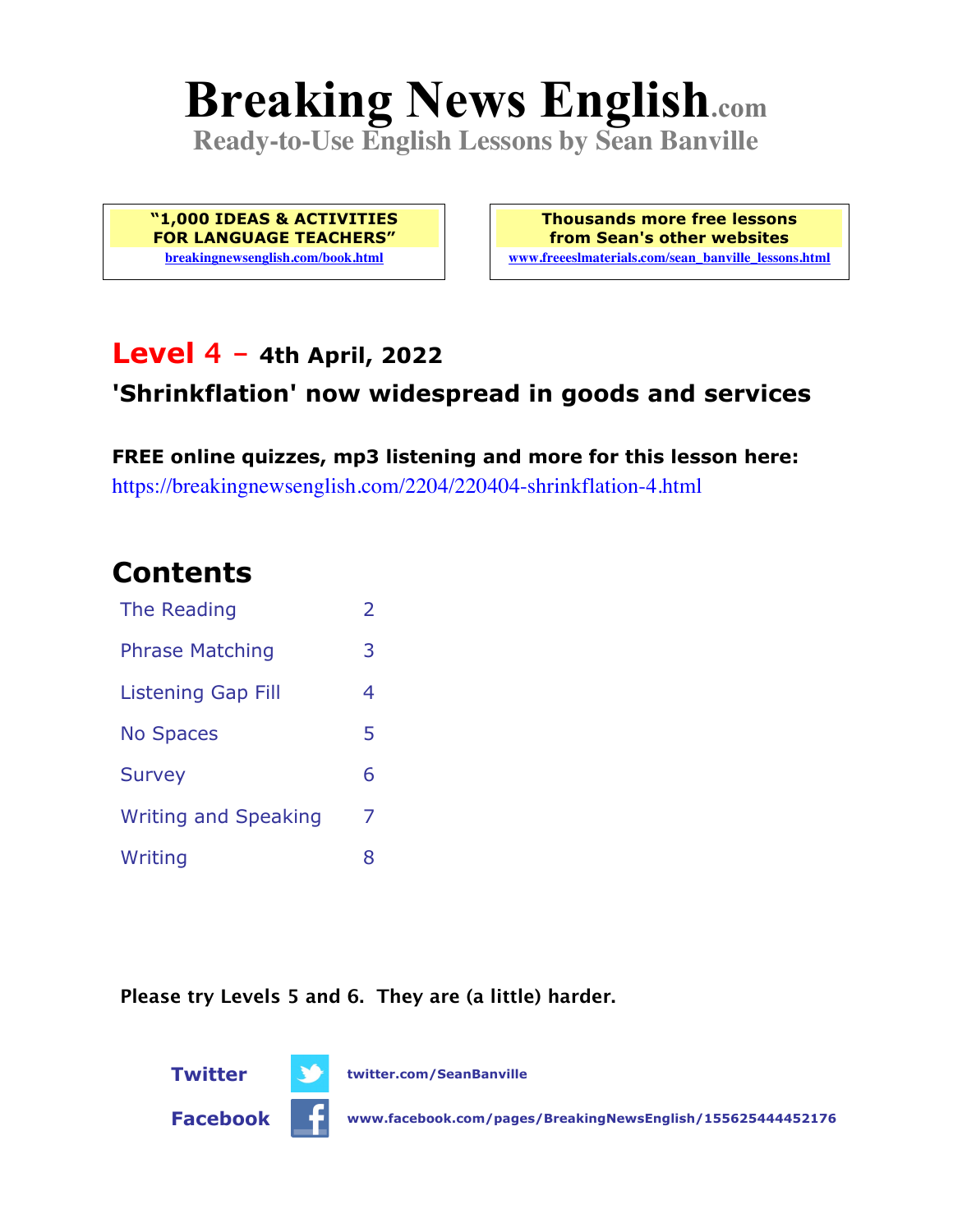# Breaking News English.com

**Ready-to-Use English Lessons by Sean Banville**

**"1,000 IDEAS & ACTIVITIES FOR LANGUAGE TEACHERS"**
breakingnewsenglish.com/book.html

**Thousands more free lessons from Sean's other websites**
www.freeeslmaterials.com/sean_banville_lessons.html

## Level 4 – 4th April, 2022

### 'Shrinkflation' now widespread in goods and services

**FREE online quizzes, mp3 listening and more for this lesson here:**
https://breakingnewsenglish.com/2204/220404-shrinkflation-4.html

## Contents

| | |
|---|---|
| The Reading | 2 |
| Phrase Matching | 3 |
| Listening Gap Fill | 4 |
| No Spaces | 5 |
| Survey | 6 |
| Writing and Speaking | 7 |
| Writing | 8 |

**Please try Levels 5 and 6. They are (a little) harder.**

**Twitter** twitter.com/SeanBanville

**Facebook** www.facebook.com/pages/BreakingNewsEnglish/155625444452176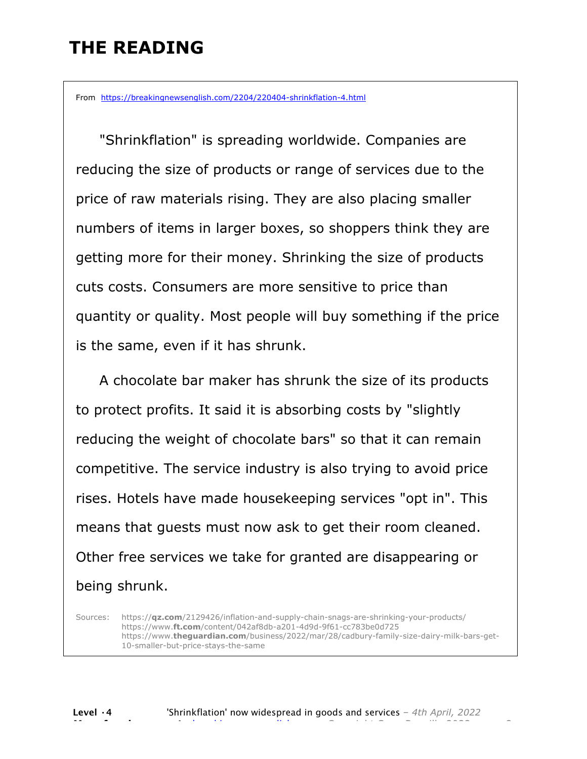# THE READING

From https://breakingnewsenglish.com/2204/220404-shrinkflation-4.html

"Shrinkflation" is spreading worldwide. Companies are reducing the size of products or range of services due to the price of raw materials rising. They are also placing smaller numbers of items in larger boxes, so shoppers think they are getting more for their money. Shrinking the size of products cuts costs. Consumers are more sensitive to price than quantity or quality. Most people will buy something if the price is the same, even if it has shrunk.

A chocolate bar maker has shrunk the size of its products to protect profits. It said it is absorbing costs by "slightly reducing the weight of chocolate bars" so that it can remain competitive. The service industry is also trying to avoid price rises. Hotels have made housekeeping services "opt in". This means that guests must now ask to get their room cleaned. Other free services we take for granted are disappearing or being shrunk.

Sources: https://**qz.com**/2129426/inflation-and-supply-chain-snags-are-shrinking-your-products/
https://www.**ft.com**/content/042af8db-a201-4d9d-9f61-cc783be0d725
https://www.**theguardian.com**/business/2022/mar/28/cadbury-family-size-dairy-milk-bars-get-10-smaller-but-price-stays-the-same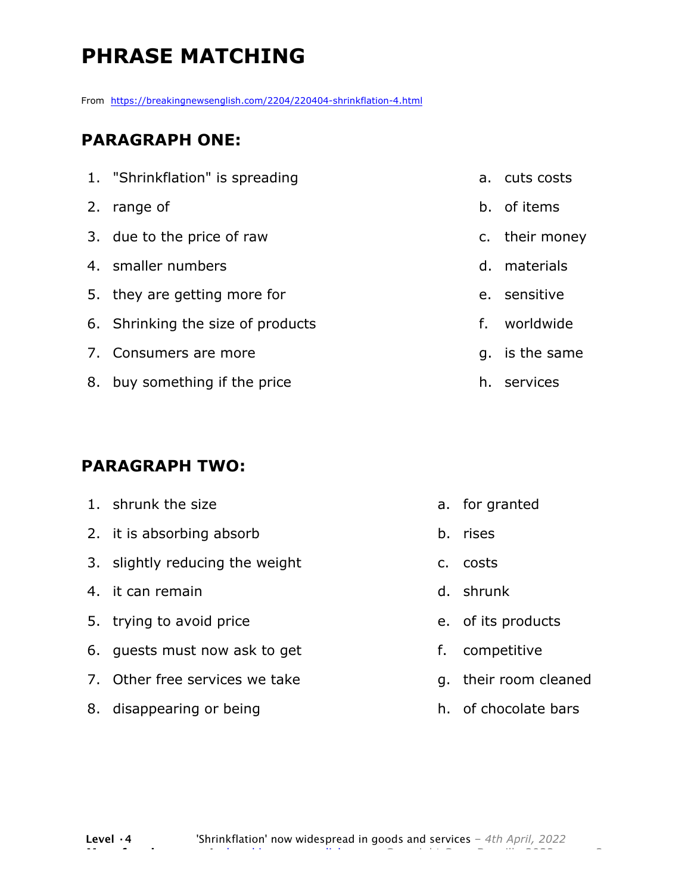# PHRASE MATCHING

From https://breakingnewsenglish.com/2204/220404-shrinkflation-4.html

## PARAGRAPH ONE:

1. "Shrinkflation" is spreading
2. range of
3. due to the price of raw
4. smaller numbers
5. they are getting more for
6. Shrinking the size of products
7. Consumers are more
8. buy something if the price

a. cuts costs
b. of items
c. their money
d. materials
e. sensitive
f. worldwide
g. is the same
h. services

## PARAGRAPH TWO:

1. shrunk the size
2. it is absorbing absorb
3. slightly reducing the weight
4. it can remain
5. trying to avoid price
6. guests must now ask to get
7. Other free services we take
8. disappearing or being

a. for granted
b. rises
c. costs
d. shrunk
e. of its products
f. competitive
g. their room cleaned
h. of chocolate bars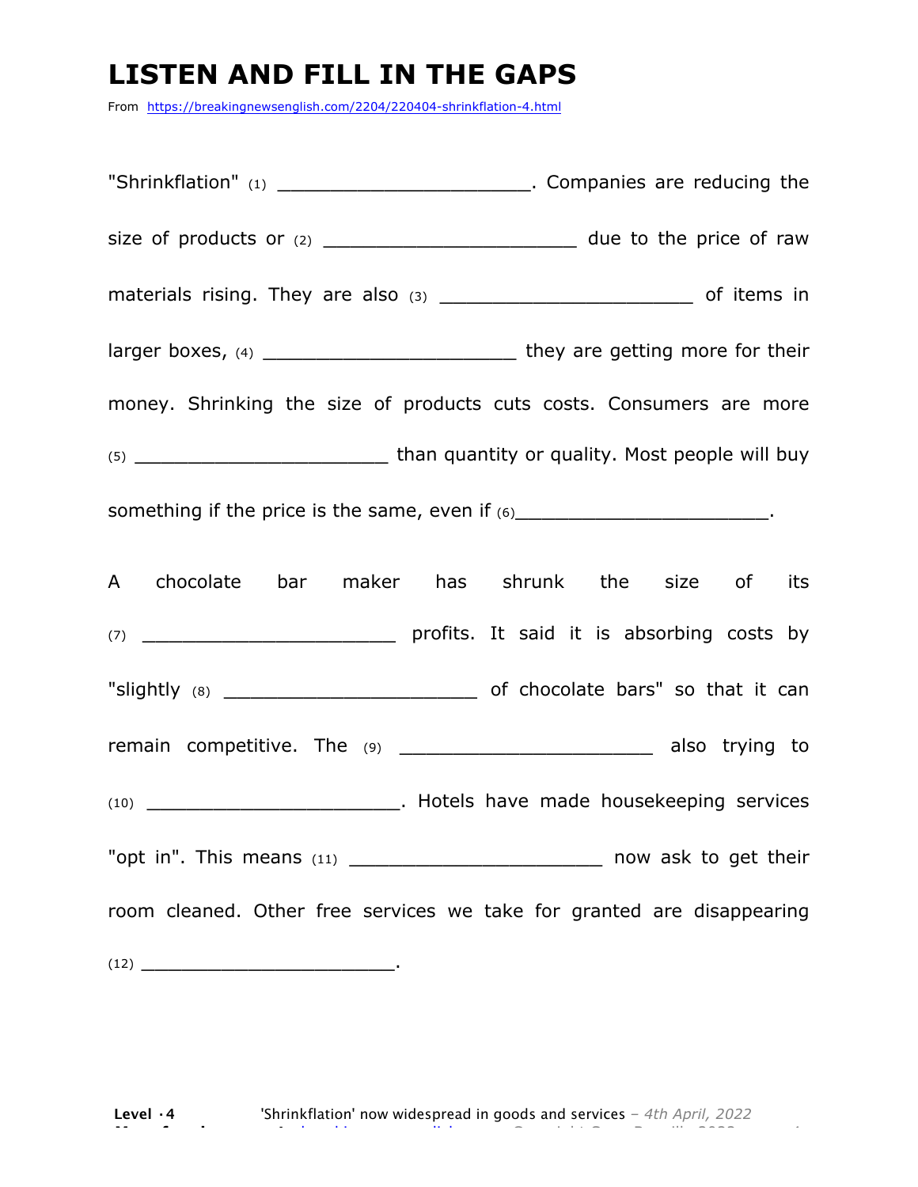# LISTEN AND FILL IN THE GAPS

From https://breakingnewsenglish.com/2204/220404-shrinkflation-4.html

"Shrinkflation" (1) ______________________. Companies are reducing the size of products or (2) ______________________ due to the price of raw materials rising. They are also (3) ______________________ of items in larger boxes, (4) ______________________ they are getting more for their money. Shrinking the size of products cuts costs. Consumers are more (5) ______________________ than quantity or quality. Most people will buy something if the price is the same, even if (6)______________________.

A chocolate bar maker has shrunk the size of its (7) ______________________ profits. It said it is absorbing costs by "slightly (8) ______________________ of chocolate bars" so that it can remain competitive. The (9) ______________________ also trying to (10) ______________________. Hotels have made housekeeping services "opt in". This means (11) ______________________ now ask to get their room cleaned. Other free services we take for granted are disappearing (12) ________________________.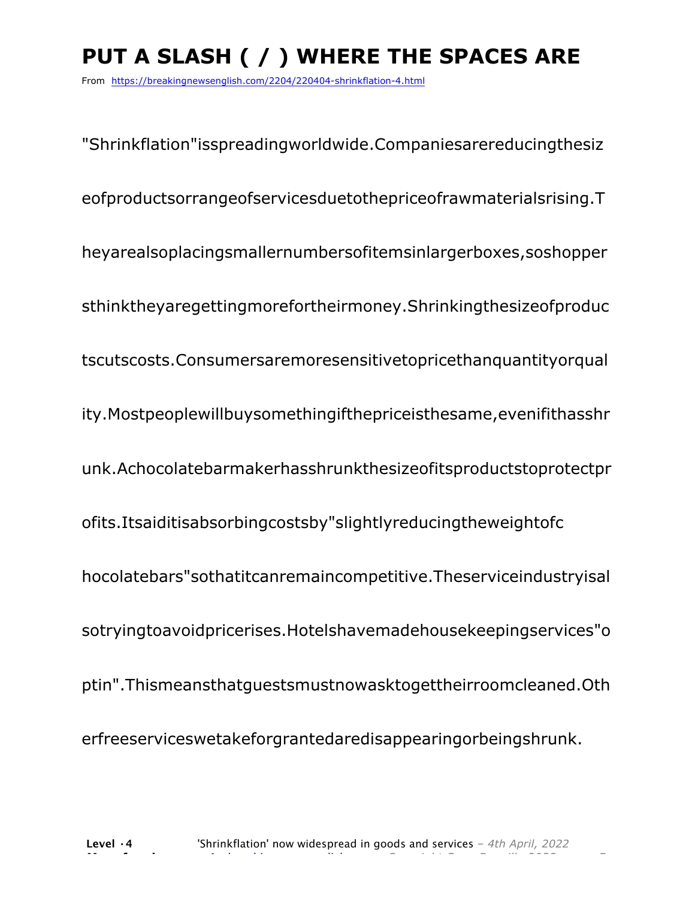# PUT A SLASH ( / ) WHERE THE SPACES ARE

From https://breakingnewsenglish.com/2204/220404-shrinkflation-4.html

"Shrinkflation"isspreadingworldwide.Companiesarereducingthesiz

eofproductsorrangeofservicesduetothepriceofrawmaterialsrising.T

heyarealsoplacingsmallernumbersofitemsinlargerboxes,soshopper

sthinktheyaregettingmorefortheirmoney.Shrinkingthesizeofproduc

tscutscosts.Consumersaremoresensitivetopricethanquantityorqual

ity.Mostpeoplewillbuysomethingifthepriceisthesame,evenifithasshr

unk.Achocolatebarmakerhasshrunkthesizeofitsproductstoprotectpr

ofits.Itsaiditisabsorbingcostsby"slightlyreducingtheweightofc

hocolatebars"sothatitcanremaincompetitive.Theserviceindustryisal

sotryingtoavoidpricerises.Hotelshavemadehousekeepingservices"o

ptin".Thismeansthatguestsmustnowasktogettheirroomcleaned.Oth

erfreeserviceswetakeforgrantedaredisappearingorbeingshrunk.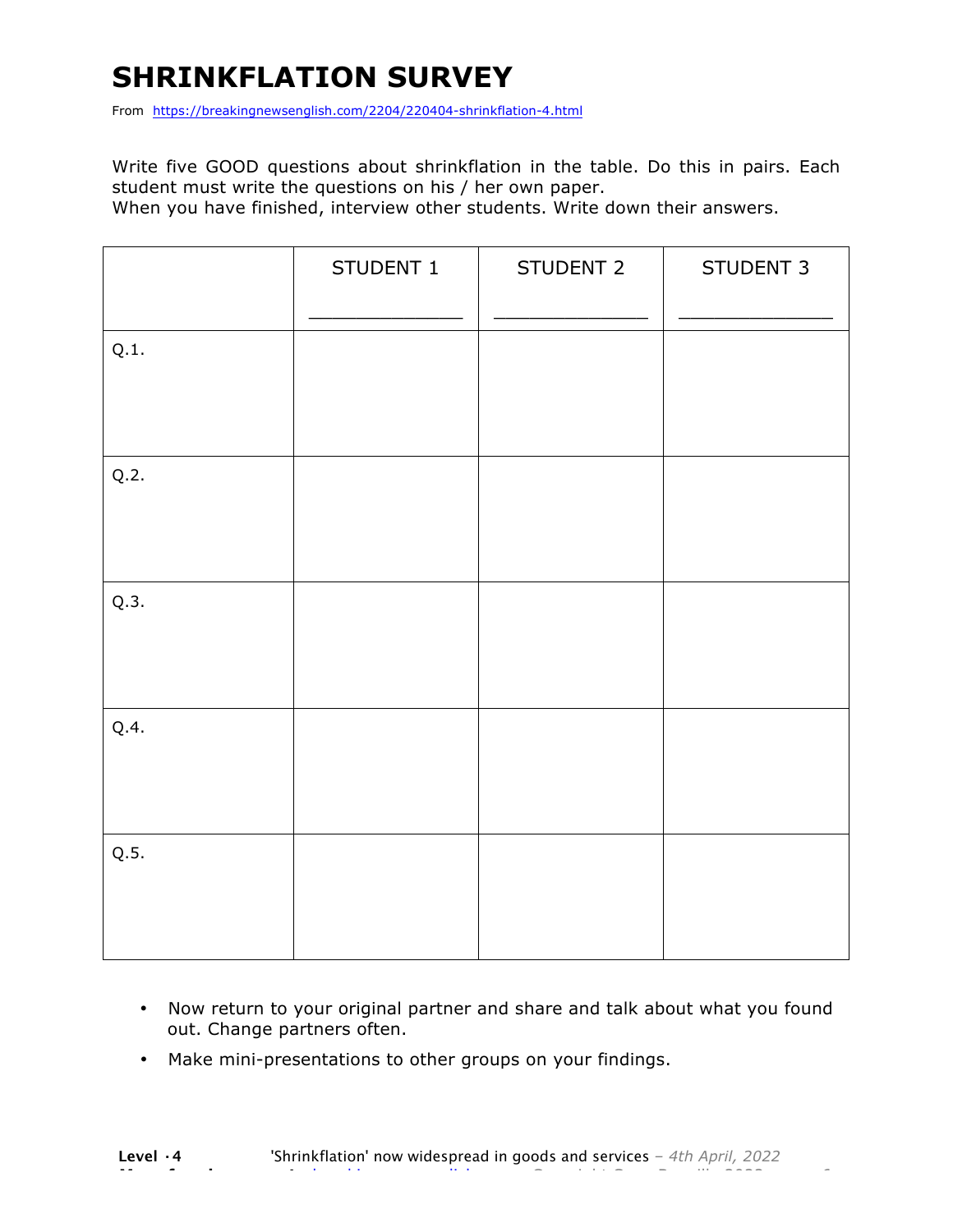# SHRINKFLATION SURVEY

From https://breakingnewsenglish.com/2204/220404-shrinkflation-4.html

Write five GOOD questions about shrinkflation in the table. Do this in pairs. Each student must write the questions on his / her own paper.
When you have finished, interview other students. Write down their answers.

| | STUDENT 1<br>_______________ | STUDENT 2<br>_______________ | STUDENT 3<br>_______________ |
|---|---|---|---|
| Q.1. | | | |
| Q.2. | | | |
| Q.3. | | | |
| Q.4. | | | |
| Q.5. | | | |

- Now return to your original partner and share and talk about what you found out. Change partners often.
- Make mini-presentations to other groups on your findings.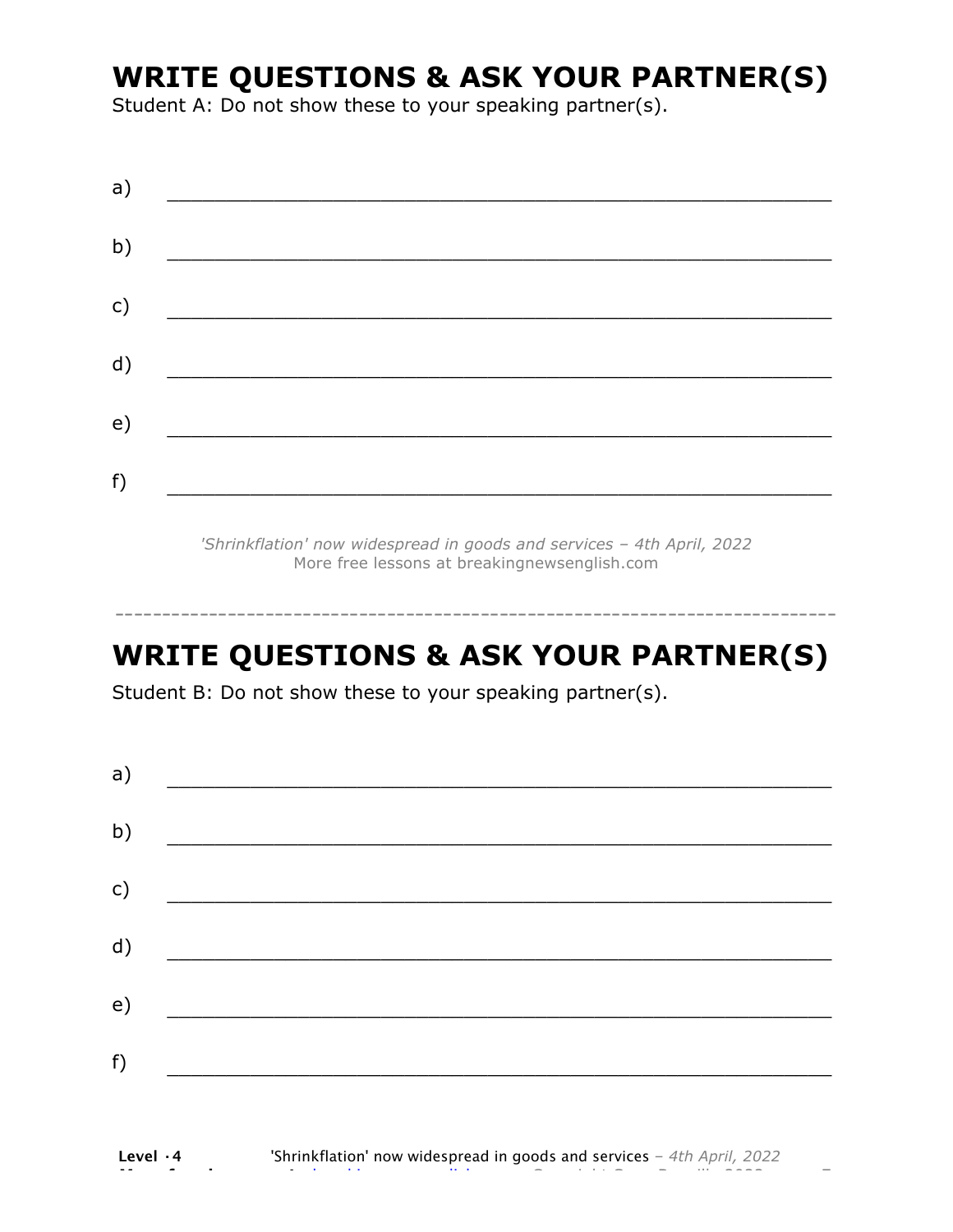# WRITE QUESTIONS & ASK YOUR PARTNER(S)

Student A: Do not show these to your speaking partner(s).

a) ________________________________________________________________

b) ________________________________________________________________

c) ________________________________________________________________

d) ________________________________________________________________

e) ________________________________________________________________

f) ________________________________________________________________

*'Shrinkflation' now widespread in goods and services – 4th April, 2022*
More free lessons at breakingnewsenglish.com

---

# WRITE QUESTIONS & ASK YOUR PARTNER(S)

Student B: Do not show these to your speaking partner(s).

a) ________________________________________________________________

b) ________________________________________________________________

c) ________________________________________________________________

d) ________________________________________________________________

e) ________________________________________________________________

f) ________________________________________________________________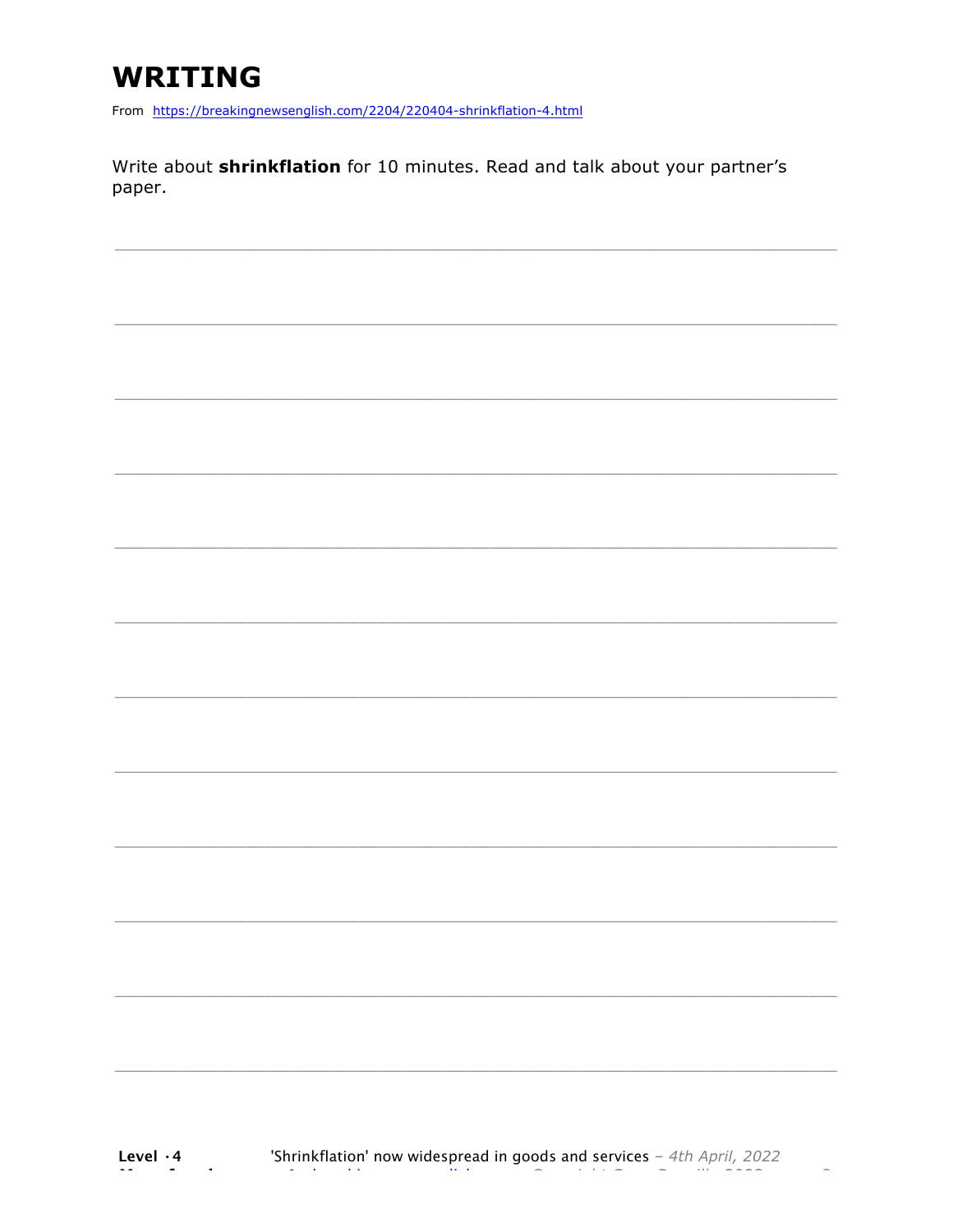# WRITING

From https://breakingnewsenglish.com/2204/220404-shrinkflation-4.html

Write about **shrinkflation** for 10 minutes. Read and talk about your partner's paper.